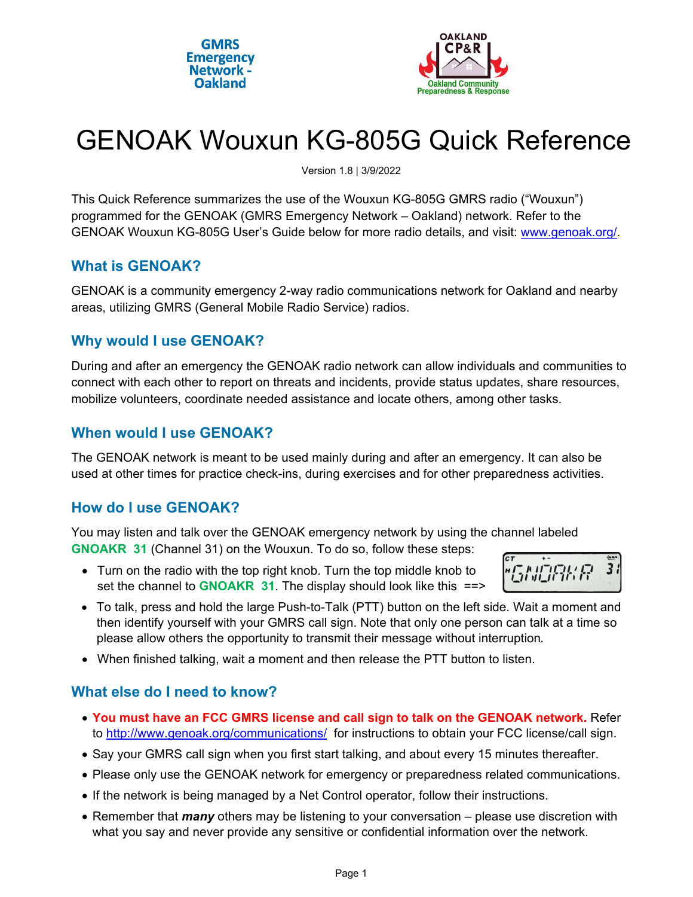GMRS Emergency Network - Oakland

OAKLAND CP&R
Oakland Community Preparedness & Response

# GENOAK Wouxun KG-805G Quick Reference

Version 1.8 | 3/9/2022

This Quick Reference summarizes the use of the Wouxun KG-805G GMRS radio ("Wouxun") programmed for the GENOAK (GMRS Emergency Network – Oakland) network. Refer to the GENOAK Wouxun KG-805G User's Guide below for more radio details, and visit: [www.genoak.org/](www.genoak.org/).

## What is GENOAK?

GENOAK is a community emergency 2-way radio communications network for Oakland and nearby areas, utilizing GMRS (General Mobile Radio Service) radios.

## Why would I use GENOAK?

During and after an emergency the GENOAK radio network can allow individuals and communities to connect with each other to report on threats and incidents, provide status updates, share resources, mobilize volunteers, coordinate needed assistance and locate others, among other tasks.

## When would I use GENOAK?

The GENOAK network is meant to be used mainly during and after an emergency. It can also be used at other times for practice check-ins, during exercises and for other preparedness activities.

## How do I use GENOAK?

You may listen and talk over the GENOAK emergency network by using the channel labeled **GNOAKR 31** (Channel 31) on the Wouxun. To do so, follow these steps:

- Turn on the radio with the top right knob. Turn the top middle knob to set the channel to **GNOAKR 31**. The display should look like this ==>
- To talk, press and hold the large Push-to-Talk (PTT) button on the left side. Wait a moment and then identify yourself with your GMRS call sign. Note that only one person can talk at a time so please allow others the opportunity to transmit their message without interruption.
- When finished talking, wait a moment and then release the PTT button to listen.

## What else do I need to know?

- **You must have an FCC GMRS license and call sign to talk on the GENOAK network.** Refer to [http://www.genoak.org/communications/](http://www.genoak.org/communications/) for instructions to obtain your FCC license/call sign.
- Say your GMRS call sign when you first start talking, and about every 15 minutes thereafter.
- Please only use the GENOAK network for emergency or preparedness related communications.
- If the network is being managed by a Net Control operator, follow their instructions.
- Remember that ***many*** others may be listening to your conversation – please use discretion with what you say and never provide any sensitive or confidential information over the network.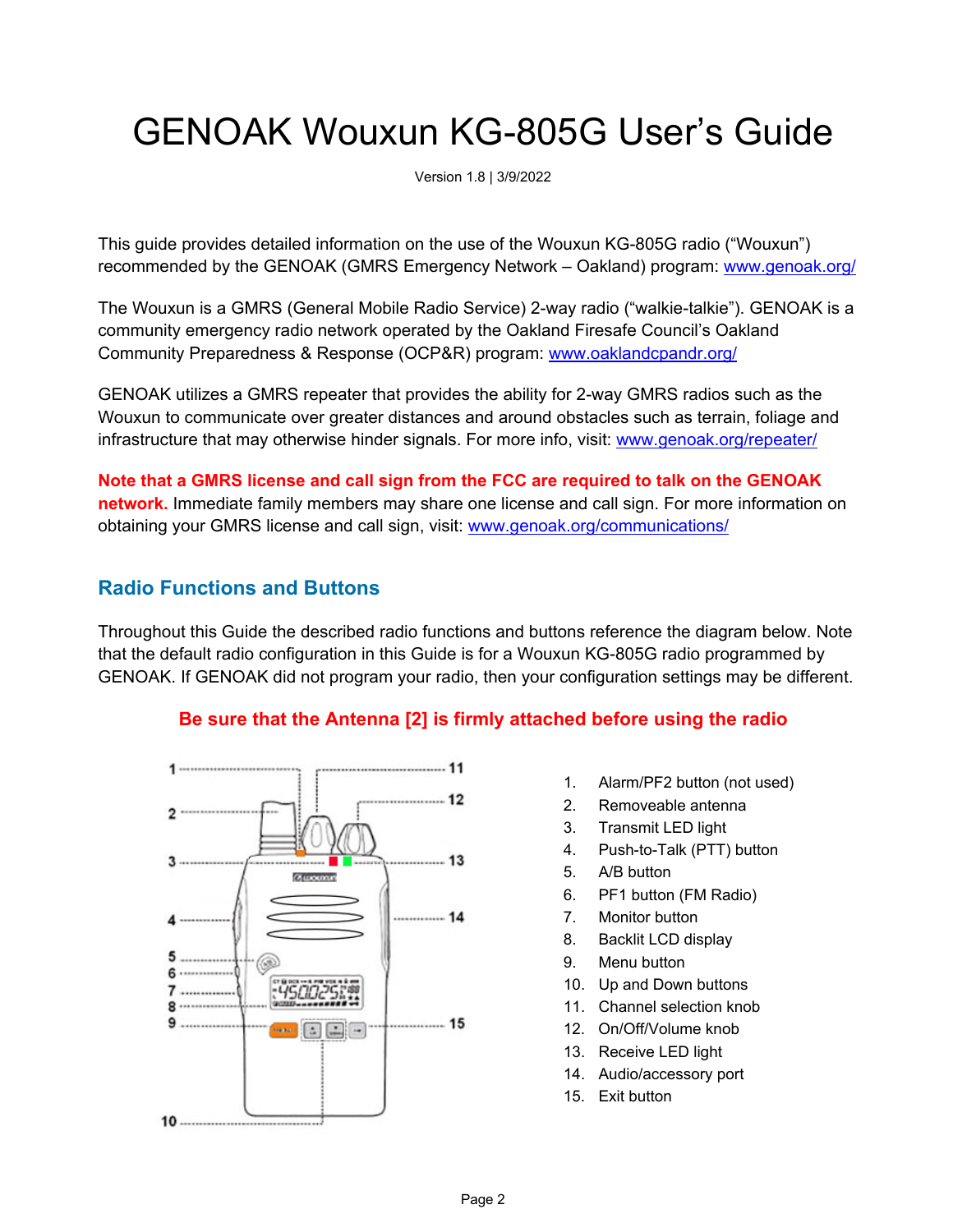# GENOAK Wouxun KG-805G User's Guide

Version 1.8 | 3/9/2022

This guide provides detailed information on the use of the Wouxun KG-805G radio ("Wouxun") recommended by the GENOAK (GMRS Emergency Network – Oakland) program: www.genoak.org/

The Wouxun is a GMRS (General Mobile Radio Service) 2-way radio ("walkie-talkie"). GENOAK is a community emergency radio network operated by the Oakland Firesafe Council's Oakland Community Preparedness & Response (OCP&R) program: www.oaklandcpandr.org/

GENOAK utilizes a GMRS repeater that provides the ability for 2-way GMRS radios such as the Wouxun to communicate over greater distances and around obstacles such as terrain, foliage and infrastructure that may otherwise hinder signals. For more info, visit: www.genoak.org/repeater/

**Note that a GMRS license and call sign from the FCC are required to talk on the GENOAK network.** Immediate family members may share one license and call sign. For more information on obtaining your GMRS license and call sign, visit: www.genoak.org/communications/

## Radio Functions and Buttons

Throughout this Guide the described radio functions and buttons reference the diagram below. Note that the default radio configuration in this Guide is for a Wouxun KG-805G radio programmed by GENOAK. If GENOAK did not program your radio, then your configuration settings may be different.

**Be sure that the Antenna [2] is firmly attached before using the radio**

1. Alarm/PF2 button (not used)
2. Removeable antenna
3. Transmit LED light
4. Push-to-Talk (PTT) button
5. A/B button
6. PF1 button (FM Radio)
7. Monitor button
8. Backlit LCD display
9. Menu button
10. Up and Down buttons
11. Channel selection knob
12. On/Off/Volume knob
13. Receive LED light
14. Audio/accessory port
15. Exit button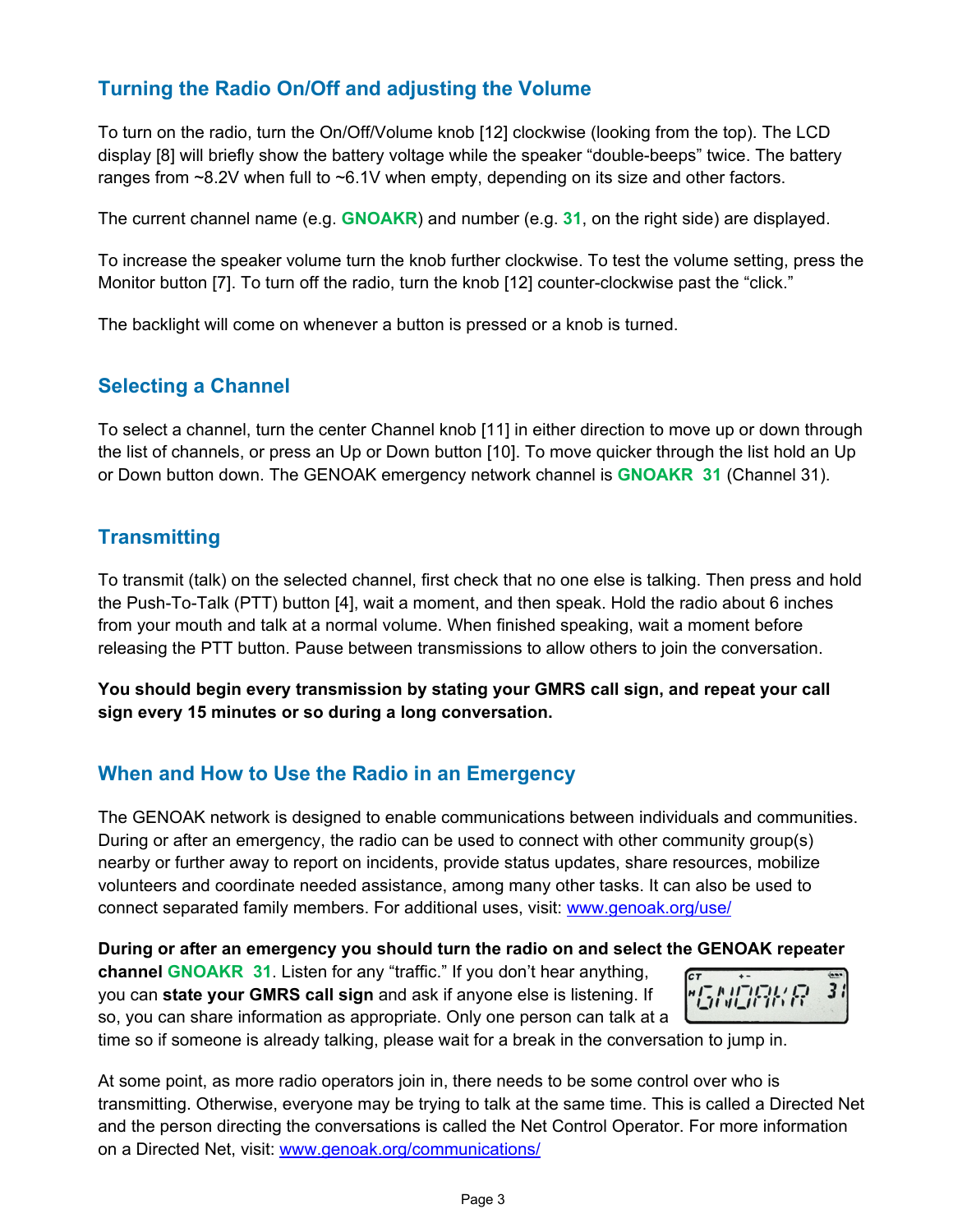## Turning the Radio On/Off and adjusting the Volume

To turn on the radio, turn the On/Off/Volume knob [12] clockwise (looking from the top). The LCD display [8] will briefly show the battery voltage while the speaker "double-beeps" twice. The battery ranges from ~8.2V when full to ~6.1V when empty, depending on its size and other factors.

The current channel name (e.g. **GNOAKR**) and number (e.g. **31**, on the right side) are displayed.

To increase the speaker volume turn the knob further clockwise. To test the volume setting, press the Monitor button [7]. To turn off the radio, turn the knob [12] counter-clockwise past the "click."

The backlight will come on whenever a button is pressed or a knob is turned.

## Selecting a Channel

To select a channel, turn the center Channel knob [11] in either direction to move up or down through the list of channels, or press an Up or Down button [10]. To move quicker through the list hold an Up or Down button down. The GENOAK emergency network channel is **GNOAKR 31** (Channel 31).

## Transmitting

To transmit (talk) on the selected channel, first check that no one else is talking. Then press and hold the Push-To-Talk (PTT) button [4], wait a moment, and then speak. Hold the radio about 6 inches from your mouth and talk at a normal volume. When finished speaking, wait a moment before releasing the PTT button. Pause between transmissions to allow others to join the conversation.

**You should begin every transmission by stating your GMRS call sign, and repeat your call sign every 15 minutes or so during a long conversation.**

## When and How to Use the Radio in an Emergency

The GENOAK network is designed to enable communications between individuals and communities. During or after an emergency, the radio can be used to connect with other community group(s) nearby or further away to report on incidents, provide status updates, share resources, mobilize volunteers and coordinate needed assistance, among many other tasks. It can also be used to connect separated family members. For additional uses, visit: www.genoak.org/use/

**During or after an emergency you should turn the radio on and select the GENOAK repeater channel GNOAKR 31**. Listen for any "traffic." If you don't hear anything, you can **state your GMRS call sign** and ask if anyone else is listening. If so, you can share information as appropriate. Only one person can talk at a time so if someone is already talking, please wait for a break in the conversation to jump in.

At some point, as more radio operators join in, there needs to be some control over who is transmitting. Otherwise, everyone may be trying to talk at the same time. This is called a Directed Net and the person directing the conversations is called the Net Control Operator. For more information on a Directed Net, visit: www.genoak.org/communications/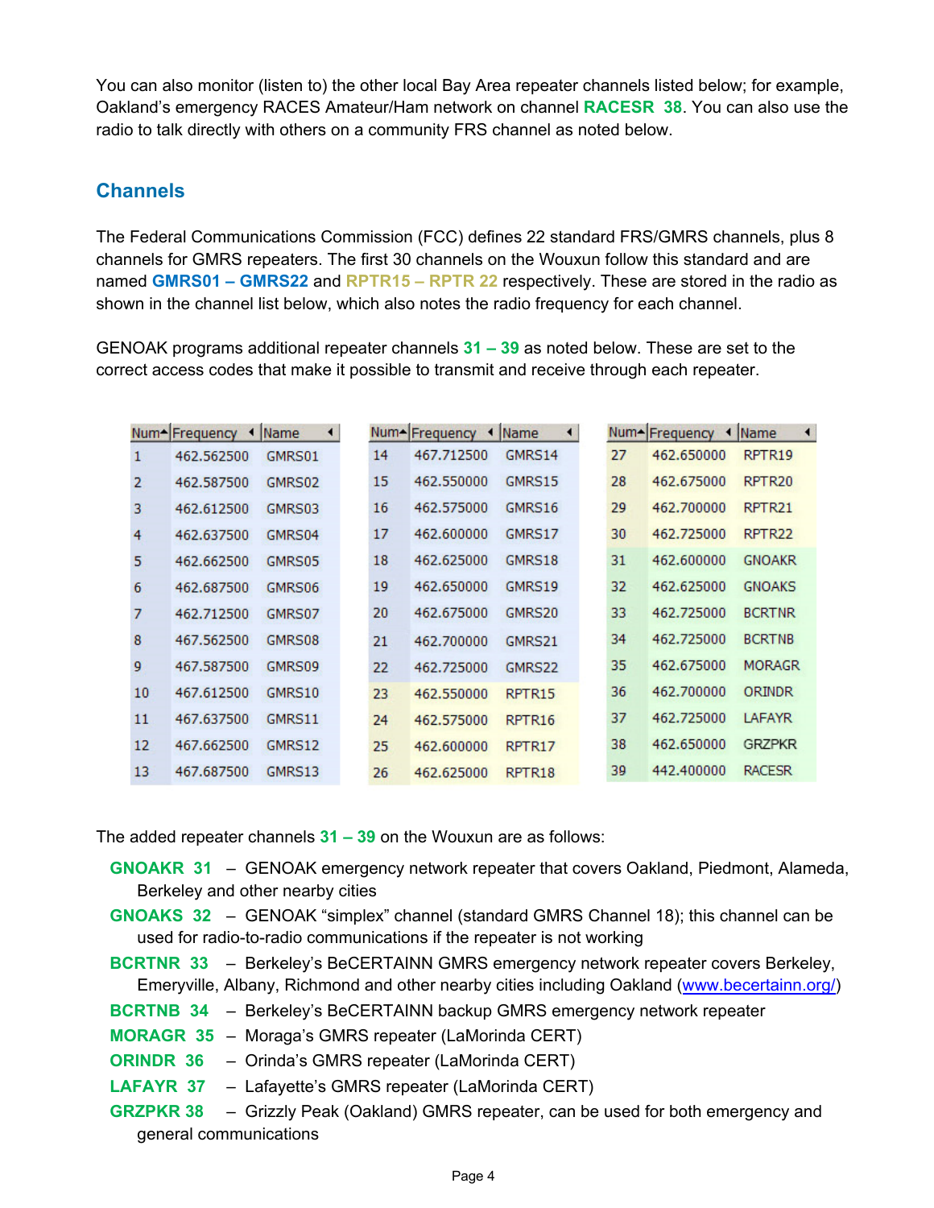You can also monitor (listen to) the other local Bay Area repeater channels listed below; for example, Oakland's emergency RACES Amateur/Ham network on channel **RACESR 38**. You can also use the radio to talk directly with others on a community FRS channel as noted below.

## Channels

The Federal Communications Commission (FCC) defines 22 standard FRS/GMRS channels, plus 8 channels for GMRS repeaters. The first 30 channels on the Wouxun follow this standard and are named **GMRS01 – GMRS22** and **RPTR15 – RPTR 22** respectively. These are stored in the radio as shown in the channel list below, which also notes the radio frequency for each channel.

GENOAK programs additional repeater channels **31 – 39** as noted below. These are set to the correct access codes that make it possible to transmit and receive through each repeater.

| Num | Frequency | Name |
|---|---|---|
| 1 | 462.562500 | GMRS01 |
| 2 | 462.587500 | GMRS02 |
| 3 | 462.612500 | GMRS03 |
| 4 | 462.637500 | GMRS04 |
| 5 | 462.662500 | GMRS05 |
| 6 | 462.687500 | GMRS06 |
| 7 | 462.712500 | GMRS07 |
| 8 | 467.562500 | GMRS08 |
| 9 | 467.587500 | GMRS09 |
| 10 | 467.612500 | GMRS10 |
| 11 | 467.637500 | GMRS11 |
| 12 | 467.662500 | GMRS12 |
| 13 | 467.687500 | GMRS13 |
| 14 | 467.712500 | GMRS14 |
| 15 | 462.550000 | GMRS15 |
| 16 | 462.575000 | GMRS16 |
| 17 | 462.600000 | GMRS17 |
| 18 | 462.625000 | GMRS18 |
| 19 | 462.650000 | GMRS19 |
| 20 | 462.675000 | GMRS20 |
| 21 | 462.700000 | GMRS21 |
| 22 | 462.725000 | GMRS22 |
| 23 | 462.550000 | RPTR15 |
| 24 | 462.575000 | RPTR16 |
| 25 | 462.600000 | RPTR17 |
| 26 | 462.625000 | RPTR18 |
| 27 | 462.650000 | RPTR19 |
| 28 | 462.675000 | RPTR20 |
| 29 | 462.700000 | RPTR21 |
| 30 | 462.725000 | RPTR22 |
| 31 | 462.600000 | GNOAKR |
| 32 | 462.625000 | GNOAKS |
| 33 | 462.725000 | BCRTNR |
| 34 | 462.725000 | BCRTNB |
| 35 | 462.675000 | MORAGR |
| 36 | 462.700000 | ORINDR |
| 37 | 462.725000 | LAFAYR |
| 38 | 462.650000 | GRZPKR |
| 39 | 442.400000 | RACESR |

The added repeater channels **31 – 39** on the Wouxun are as follows:

- **GNOAKR 31** – GENOAK emergency network repeater that covers Oakland, Piedmont, Alameda, Berkeley and other nearby cities
- **GNOAKS 32** – GENOAK "simplex" channel (standard GMRS Channel 18); this channel can be used for radio-to-radio communications if the repeater is not working
- **BCRTNR 33** – Berkeley's BeCERTAINN GMRS emergency network repeater covers Berkeley, Emeryville, Albany, Richmond and other nearby cities including Oakland (www.becertainn.org/)
- **BCRTNB 34** – Berkeley's BeCERTAINN backup GMRS emergency network repeater
- **MORAGR 35** – Moraga's GMRS repeater (LaMorinda CERT)
- **ORINDR 36** – Orinda's GMRS repeater (LaMorinda CERT)
- **LAFAYR 37** – Lafayette's GMRS repeater (LaMorinda CERT)
- **GRZPKR 38** – Grizzly Peak (Oakland) GMRS repeater, can be used for both emergency and general communications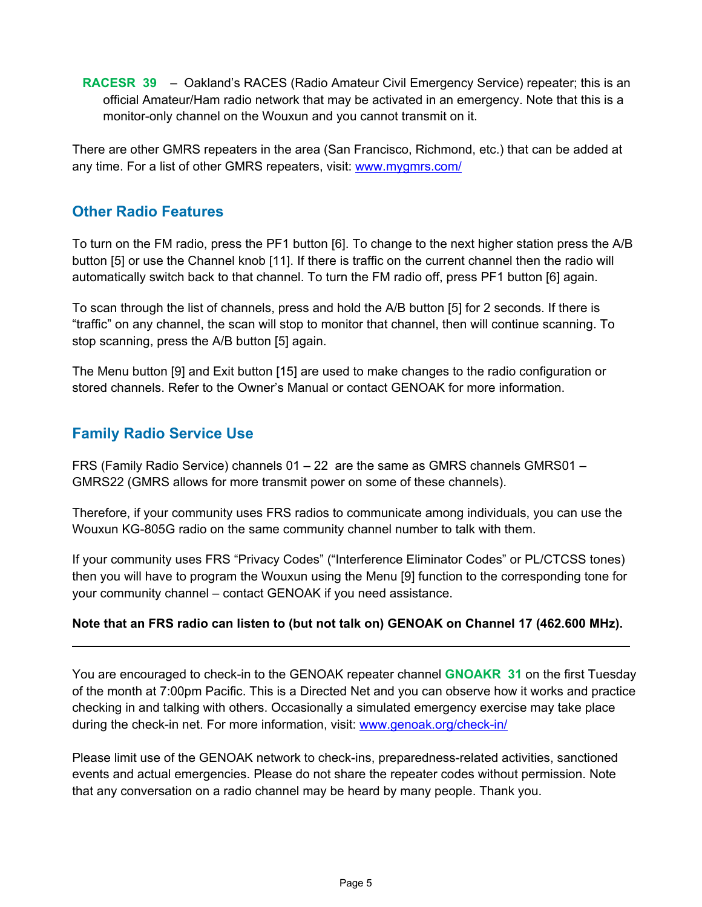**RACESR 39** – Oakland's RACES (Radio Amateur Civil Emergency Service) repeater; this is an official Amateur/Ham radio network that may be activated in an emergency. Note that this is a monitor-only channel on the Wouxun and you cannot transmit on it.

There are other GMRS repeaters in the area (San Francisco, Richmond, etc.) that can be added at any time. For a list of other GMRS repeaters, visit: [www.mygmrs.com/](http://www.mygmrs.com/)

## Other Radio Features

To turn on the FM radio, press the PF1 button [6]. To change to the next higher station press the A/B button [5] or use the Channel knob [11]. If there is traffic on the current channel then the radio will automatically switch back to that channel. To turn the FM radio off, press PF1 button [6] again.

To scan through the list of channels, press and hold the A/B button [5] for 2 seconds. If there is "traffic" on any channel, the scan will stop to monitor that channel, then will continue scanning. To stop scanning, press the A/B button [5] again.

The Menu button [9] and Exit button [15] are used to make changes to the radio configuration or stored channels. Refer to the Owner's Manual or contact GENOAK for more information.

## Family Radio Service Use

FRS (Family Radio Service) channels 01 – 22 are the same as GMRS channels GMRS01 – GMRS22 (GMRS allows for more transmit power on some of these channels).

Therefore, if your community uses FRS radios to communicate among individuals, you can use the Wouxun KG-805G radio on the same community channel number to talk with them.

If your community uses FRS "Privacy Codes" ("Interference Eliminator Codes" or PL/CTCSS tones) then you will have to program the Wouxun using the Menu [9] function to the corresponding tone for your community channel – contact GENOAK if you need assistance.

**Note that an FRS radio can listen to (but not talk on) GENOAK on Channel 17 (462.600 MHz).**

---

You are encouraged to check-in to the GENOAK repeater channel **GNOAKR 31** on the first Tuesday of the month at 7:00pm Pacific. This is a Directed Net and you can observe how it works and practice checking in and talking with others. Occasionally a simulated emergency exercise may take place during the check-in net. For more information, visit: [www.genoak.org/check-in/](http://www.genoak.org/check-in/)

Please limit use of the GENOAK network to check-ins, preparedness-related activities, sanctioned events and actual emergencies. Please do not share the repeater codes without permission. Note that any conversation on a radio channel may be heard by many people. Thank you.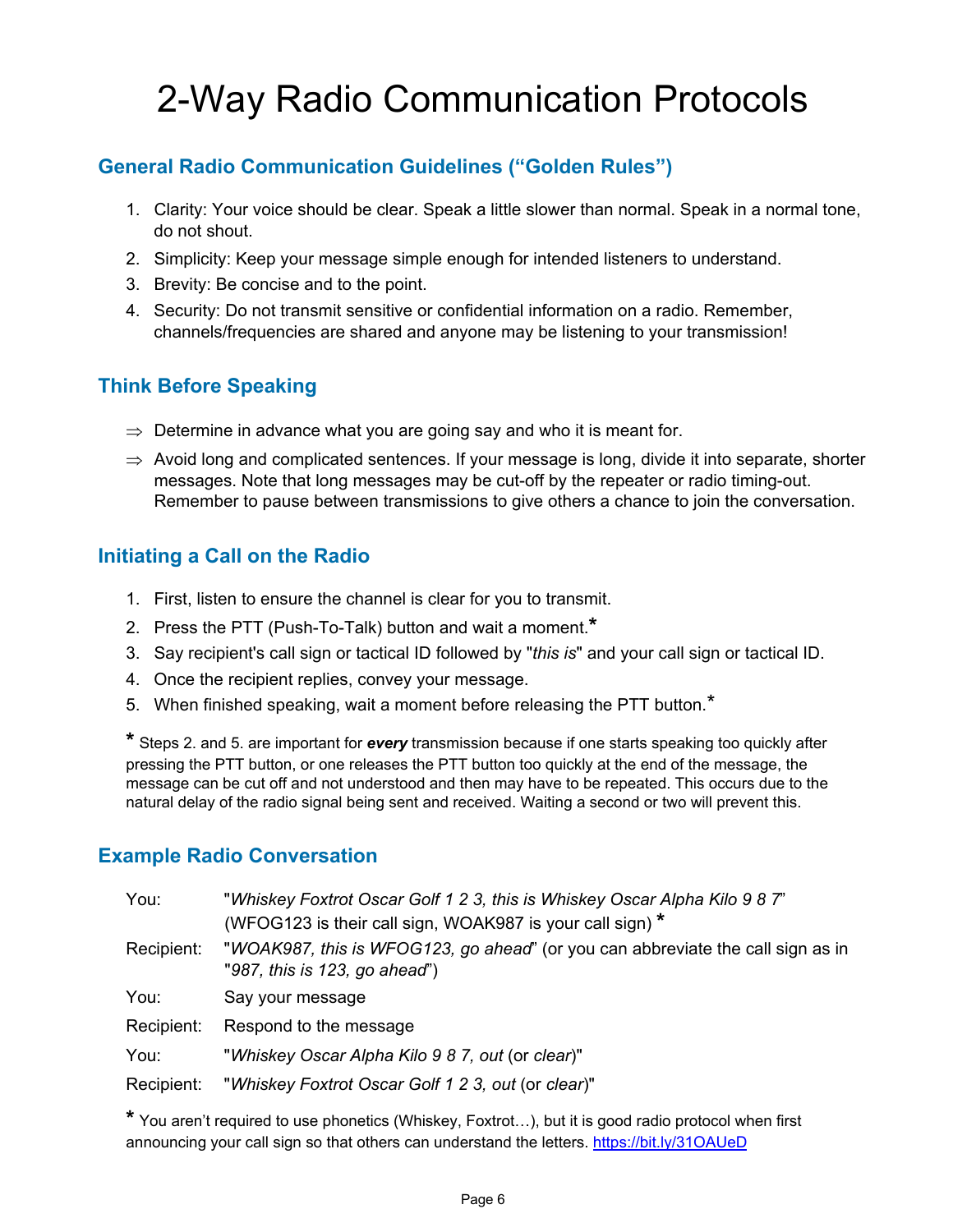# 2-Way Radio Communication Protocols

## General Radio Communication Guidelines ("Golden Rules")

1. Clarity: Your voice should be clear. Speak a little slower than normal. Speak in a normal tone, do not shout.
2. Simplicity: Keep your message simple enough for intended listeners to understand.
3. Brevity: Be concise and to the point.
4. Security: Do not transmit sensitive or confidential information on a radio. Remember, channels/frequencies are shared and anyone may be listening to your transmission!

## Think Before Speaking

⇒ Determine in advance what you are going say and who it is meant for.

⇒ Avoid long and complicated sentences. If your message is long, divide it into separate, shorter messages. Note that long messages may be cut-off by the repeater or radio timing-out. Remember to pause between transmissions to give others a chance to join the conversation.

## Initiating a Call on the Radio

1. First, listen to ensure the channel is clear for you to transmit.
2. Press the PTT (Push-To-Talk) button and wait a moment.*
3. Say recipient's call sign or tactical ID followed by "*this is*" and your call sign or tactical ID.
4. Once the recipient replies, convey your message.
5. When finished speaking, wait a moment before releasing the PTT button.*

**\*** Steps 2. and 5. are important for ***every*** transmission because if one starts speaking too quickly after pressing the PTT button, or one releases the PTT button too quickly at the end of the message, the message can be cut off and not understood and then may have to be repeated. This occurs due to the natural delay of the radio signal being sent and received. Waiting a second or two will prevent this.

## Example Radio Conversation

| | |
|---|---|
| You: | "*Whiskey Foxtrot Oscar Golf 1 2 3, this is Whiskey Oscar Alpha Kilo 9 8 7*" (WFOG123 is their call sign, WOAK987 is your call sign) **\*** |
| Recipient: | "*WOAK987, this is WFOG123, go ahead*" (or you can abbreviate the call sign as in "*987, this is 123, go ahead*") |
| You: | Say your message |
| Recipient: | Respond to the message |
| You: | "*Whiskey Oscar Alpha Kilo 9 8 7, out* (or *clear*)" |
| Recipient: | "*Whiskey Foxtrot Oscar Golf 1 2 3, out* (or *clear*)" |

**\*** You aren't required to use phonetics (Whiskey, Foxtrot…), but it is good radio protocol when first announcing your call sign so that others can understand the letters. https://bit.ly/31OAUeD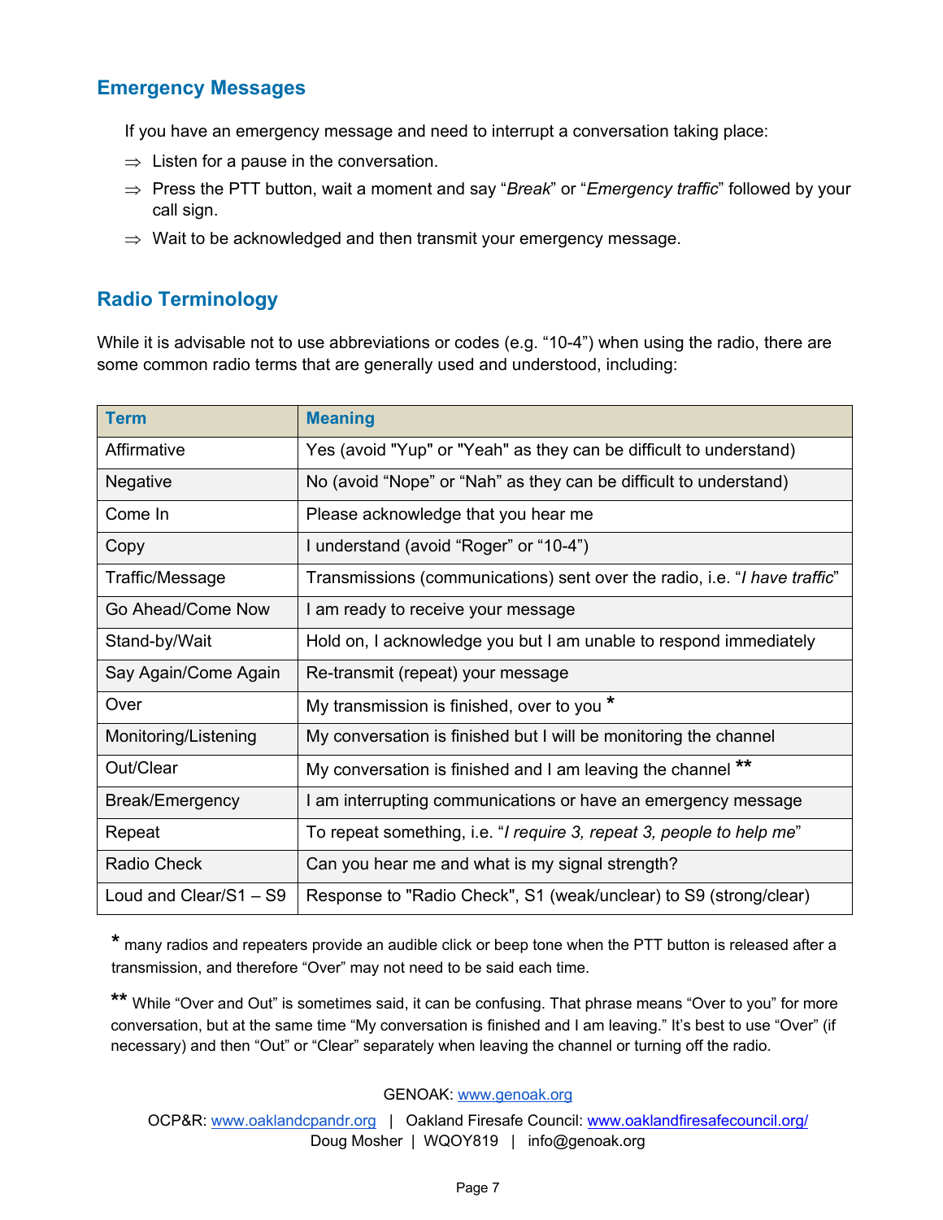## Emergency Messages

If you have an emergency message and need to interrupt a conversation taking place:

⇒ Listen for a pause in the conversation.

⇒ Press the PTT button, wait a moment and say "*Break*" or "*Emergency traffic*" followed by your call sign.

⇒ Wait to be acknowledged and then transmit your emergency message.

## Radio Terminology

While it is advisable not to use abbreviations or codes (e.g. "10-4") when using the radio, there are some common radio terms that are generally used and understood, including:

| Term | Meaning |
|---|---|
| Affirmative | Yes (avoid "Yup" or "Yeah" as they can be difficult to understand) |
| Negative | No (avoid "Nope" or "Nah" as they can be difficult to understand) |
| Come In | Please acknowledge that you hear me |
| Copy | I understand (avoid "Roger" or "10-4") |
| Traffic/Message | Transmissions (communications) sent over the radio, i.e. "*I have traffic*" |
| Go Ahead/Come Now | I am ready to receive your message |
| Stand-by/Wait | Hold on, I acknowledge you but I am unable to respond immediately |
| Say Again/Come Again | Re-transmit (repeat) your message |
| Over | My transmission is finished, over to you * |
| Monitoring/Listening | My conversation is finished but I will be monitoring the channel |
| Out/Clear | My conversation is finished and I am leaving the channel ** |
| Break/Emergency | I am interrupting communications or have an emergency message |
| Repeat | To repeat something, i.e. "*I require 3, repeat 3, people to help me*" |
| Radio Check | Can you hear me and what is my signal strength? |
| Loud and Clear/S1 – S9 | Response to "Radio Check", S1 (weak/unclear) to S9 (strong/clear) |

* many radios and repeaters provide an audible click or beep tone when the PTT button is released after a transmission, and therefore "Over" may not need to be said each time.

** While "Over and Out" is sometimes said, it can be confusing. That phrase means "Over to you" for more conversation, but at the same time "My conversation is finished and I am leaving." It's best to use "Over" (if necessary) and then "Out" or "Clear" separately when leaving the channel or turning off the radio.

GENOAK: www.genoak.org

OCP&R: www.oaklandcpandr.org | Oakland Firesafe Council: www.oaklandfiresafecouncil.org/

Doug Mosher | WQOY819 | info@genoak.org